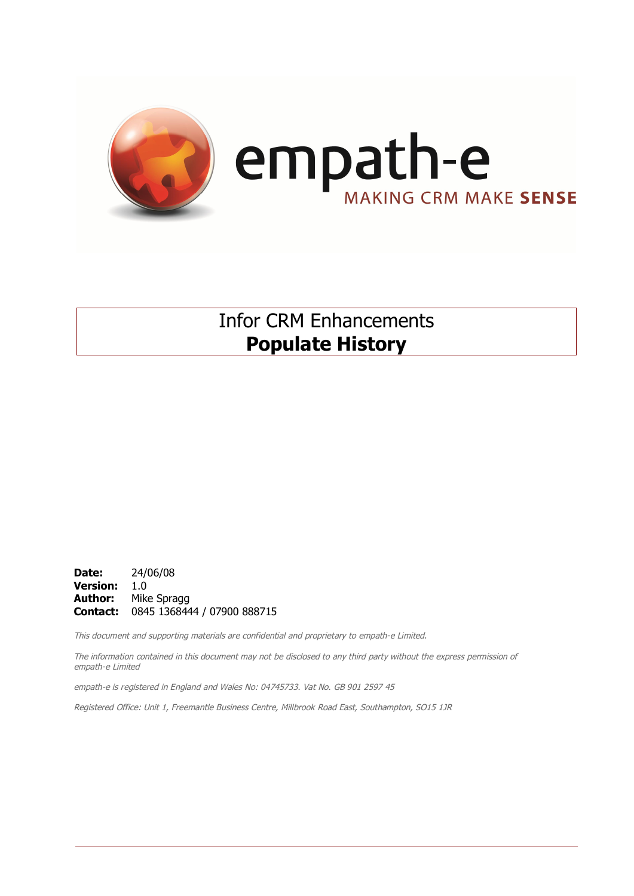empath-e

MAKING CRM MAKE **SENSE**

# Infor CRM Enhancements
# **Populate History**

**Date:** 24/06/08
**Version:** 1.0
**Author:** Mike Spragg
**Contact:** 0845 1368444 / 07900 888715

*This document and supporting materials are confidential and proprietary to empath-e Limited.*

*The information contained in this document may not be disclosed to any third party without the express permission of empath-e Limited*

*empath-e is registered in England and Wales No: 04745733. Vat No. GB 901 2597 45*

*Registered Office: Unit 1, Freemantle Business Centre, Millbrook Road East, Southampton, SO15 1JR*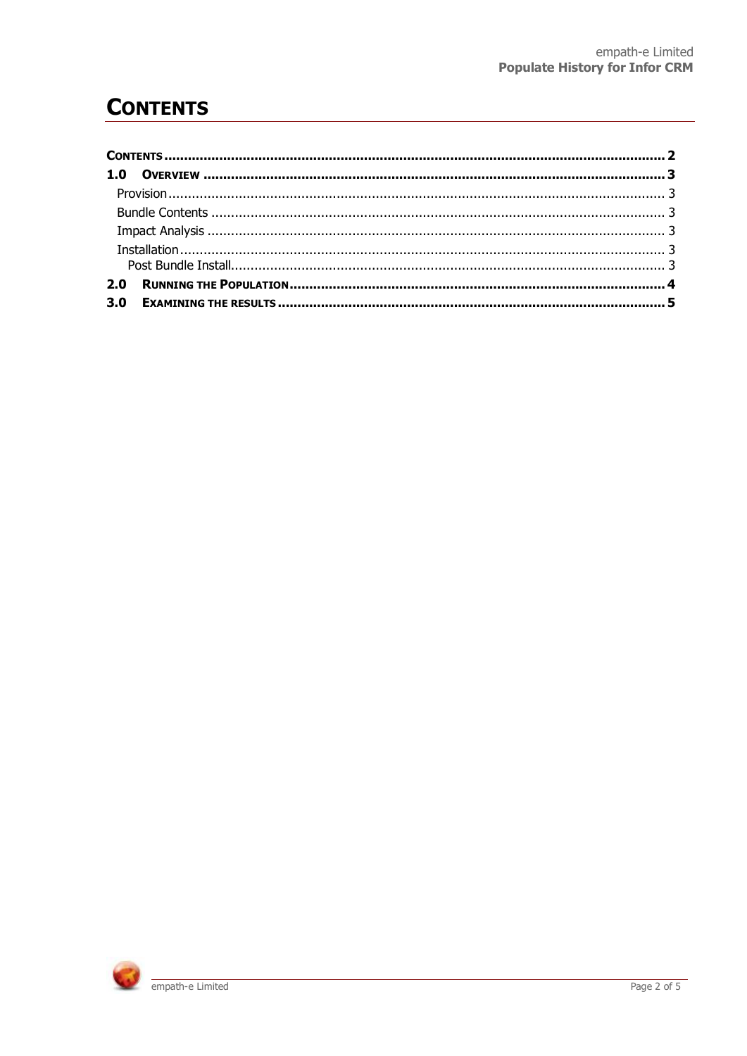# CONTENTS

CONTENTS ........................................................................................................................... 2

1.0 OVERVIEW ...................................................................................................................... 3

Provision ................................................................................................................................ 3

Bundle Contents ..................................................................................................................... 3

Impact Analysis ...................................................................................................................... 3

Installation ............................................................................................................................. 3

Post Bundle Install ................................................................................................................ 3

2.0 RUNNING THE POPULATION ............................................................................................ 4

3.0 EXAMINING THE RESULTS ................................................................................................ 5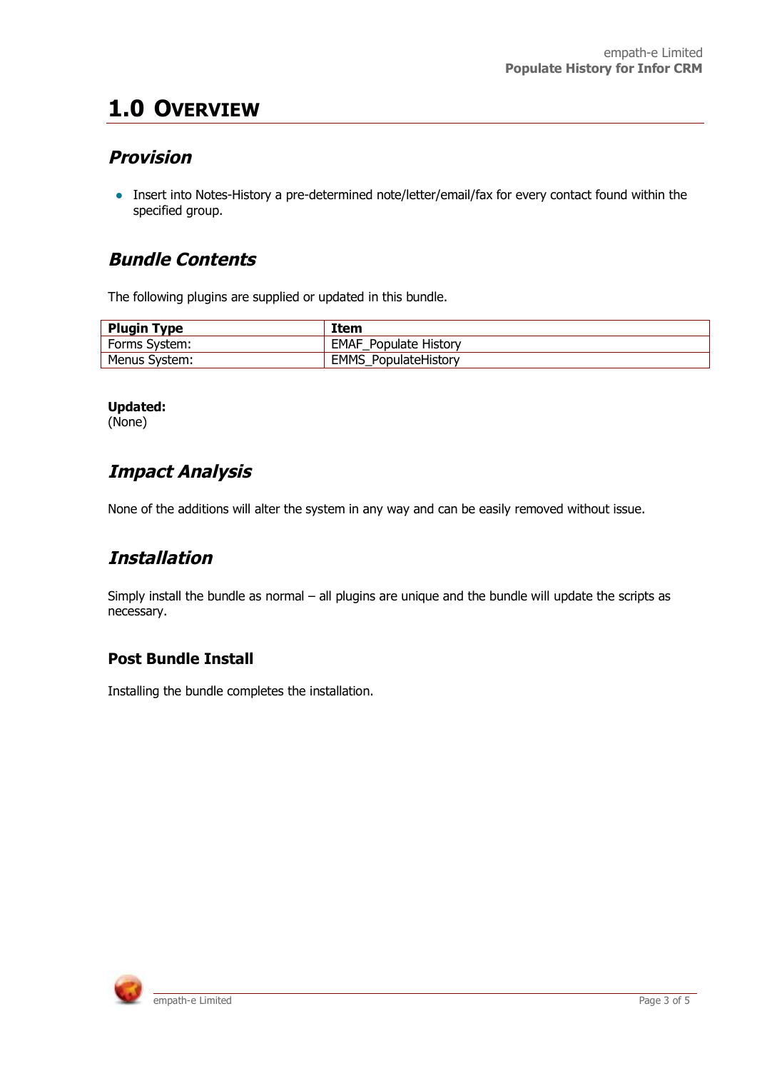# 1.0 Overview

## *Provision*

- Insert into Notes-History a pre-determined note/letter/email/fax for every contact found within the specified group.

## *Bundle Contents*

The following plugins are supplied or updated in this bundle.

| Plugin Type | Item |
|---|---|
| Forms System: | EMAF_Populate History |
| Menus System: | EMMS_PopulateHistory |

**Updated:**
(None)

## *Impact Analysis*

None of the additions will alter the system in any way and can be easily removed without issue.

## *Installation*

Simply install the bundle as normal – all plugins are unique and the bundle will update the scripts as necessary.

### Post Bundle Install

Installing the bundle completes the installation.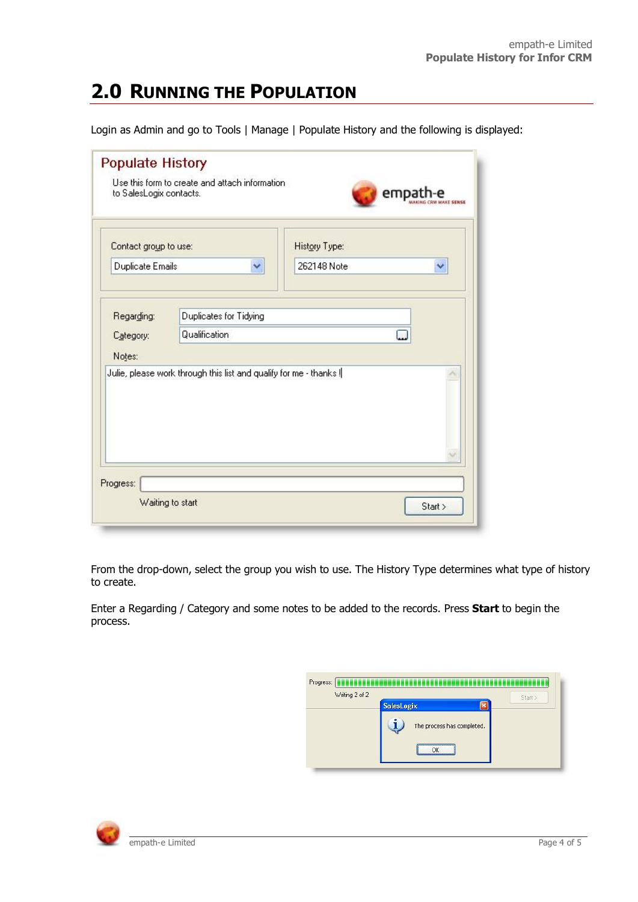## 2.0 RUNNING THE POPULATION

Login as Admin and go to Tools | Manage | Populate History and the following is displayed:

From the drop-down, select the group you wish to use. The History Type determines what type of history to create.

Enter a Regarding / Category and some notes to be added to the records. Press **Start** to begin the process.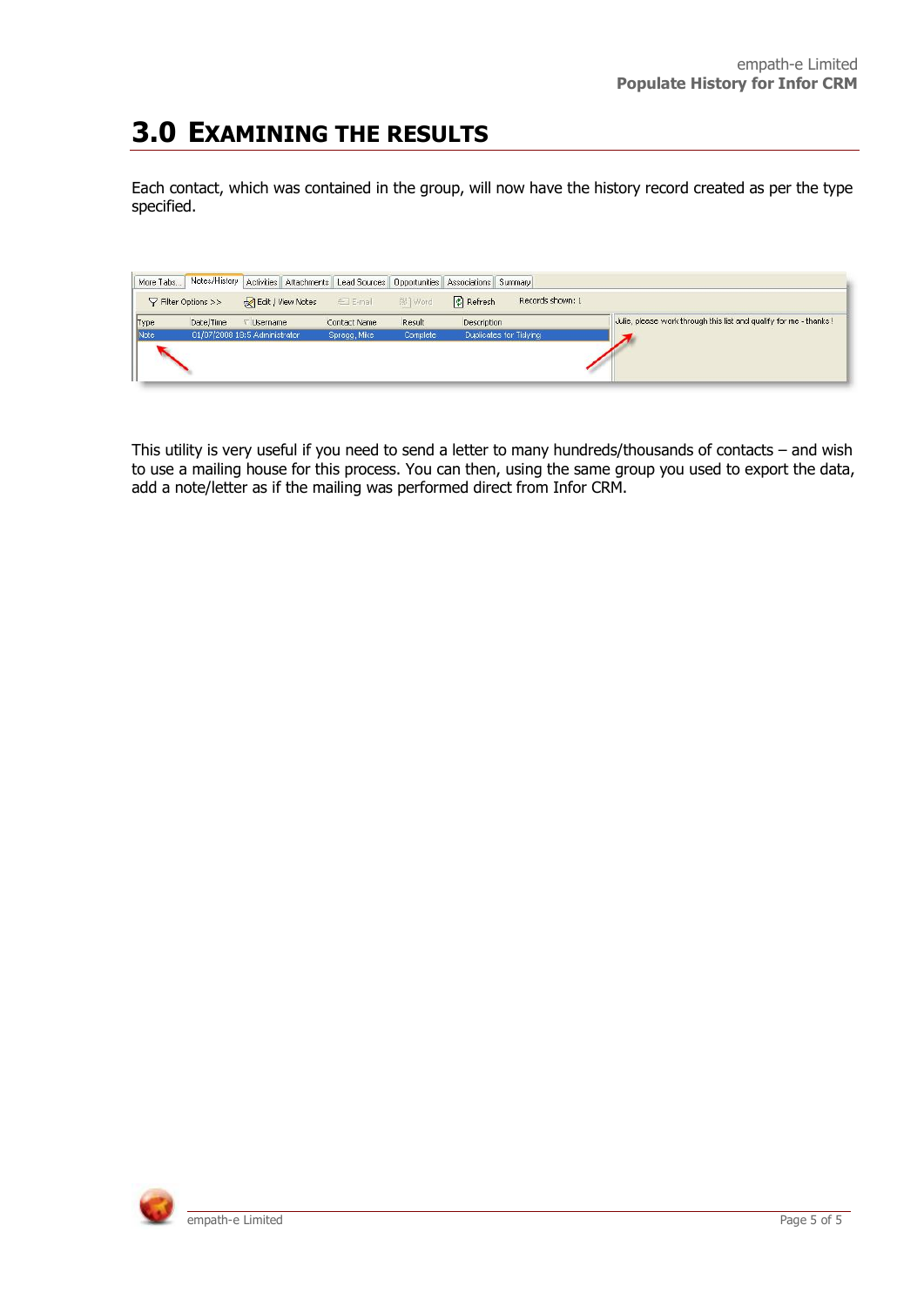# 3.0 EXAMINING THE RESULTS

Each contact, which was contained in the group, will now have the history record created as per the type specified.

This utility is very useful if you need to send a letter to many hundreds/thousands of contacts – and wish to use a mailing house for this process. You can then, using the same group you used to export the data, add a note/letter as if the mailing was performed direct from Infor CRM.